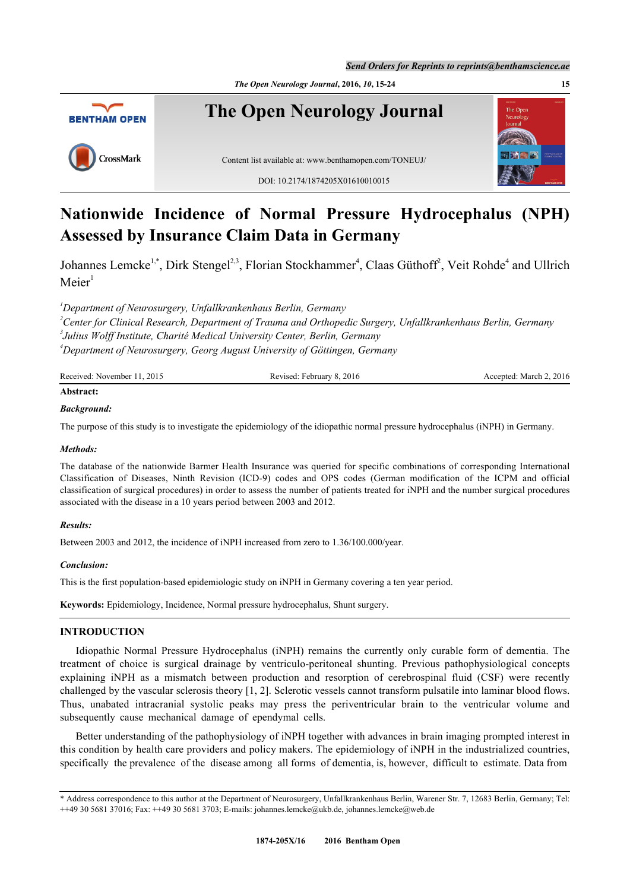# Nationwide Incidence of Normal Pressure Hydrocephalus (NPH) Assessed by Insurance Claim Data in Germany

Johannes Lemcke[1,*], Dirk Stengel[2,3], Florian Stockhammer[4], Claas Güthoff[2], Veit Rohde[4] and Ullrich Meier[1]

[1]*Department of Neurosurgery, Unfallkrankenhaus Berlin, Germany*
[2]*Center for Clinical Research, Department of Trauma and Orthopedic Surgery, Unfallkrankenhaus Berlin, Germany*
[3]*Julius Wolff Institute, Charité Medical University Center, Berlin, Germany*
[4]*Department of Neurosurgery, Georg August University of Göttingen, Germany*

Received: November 11, 2015 Revised: February 8, 2016 Accepted: March 2, 2016

**Abstract:**

***Background:***

The purpose of this study is to investigate the epidemiology of the idiopathic normal pressure hydrocephalus (iNPH) in Germany.

***Methods:***

The database of the nationwide Barmer Health Insurance was queried for specific combinations of corresponding International Classification of Diseases, Ninth Revision (ICD-9) codes and OPS codes (German modification of the ICPM and official classification of surgical procedures) in order to assess the number of patients treated for iNPH and the number surgical procedures associated with the disease in a 10 years period between 2003 and 2012.

***Results:***

Between 2003 and 2012, the incidence of iNPH increased from zero to 1.36/100.000/year.

***Conclusion:***

This is the first population-based epidemiologic study on iNPH in Germany covering a ten year period.

**Keywords:** Epidemiology, Incidence, Normal pressure hydrocephalus, Shunt surgery.

## INTRODUCTION

Idiopathic Normal Pressure Hydrocephalus (iNPH) remains the currently only curable form of dementia. The treatment of choice is surgical drainage by ventriculo-peritoneal shunting. Previous pathophysiological concepts explaining iNPH as a mismatch between production and resorption of cerebrospinal fluid (CSF) were recently challenged by the vascular sclerosis theory [1, 2]. Sclerotic vessels cannot transform pulsatile into laminar blood flows. Thus, unabated intracranial systolic peaks may press the periventricular brain to the ventricular volume and subsequently cause mechanical damage of ependymal cells.

Better understanding of the pathophysiology of iNPH together with advances in brain imaging prompted interest in this condition by health care providers and policy makers. The epidemiology of iNPH in the industrialized countries, specifically the prevalence of the disease among all forms of dementia, is, however, difficult to estimate. Data from

\* Address correspondence to this author at the Department of Neurosurgery, Unfallkrankenhaus Berlin, Warener Str. 7, 12683 Berlin, Germany; Tel: ++49 30 5681 37016; Fax: ++49 30 5681 3703; E-mails: johannes.lemcke@ukb.de, johannes.lemcke@web.de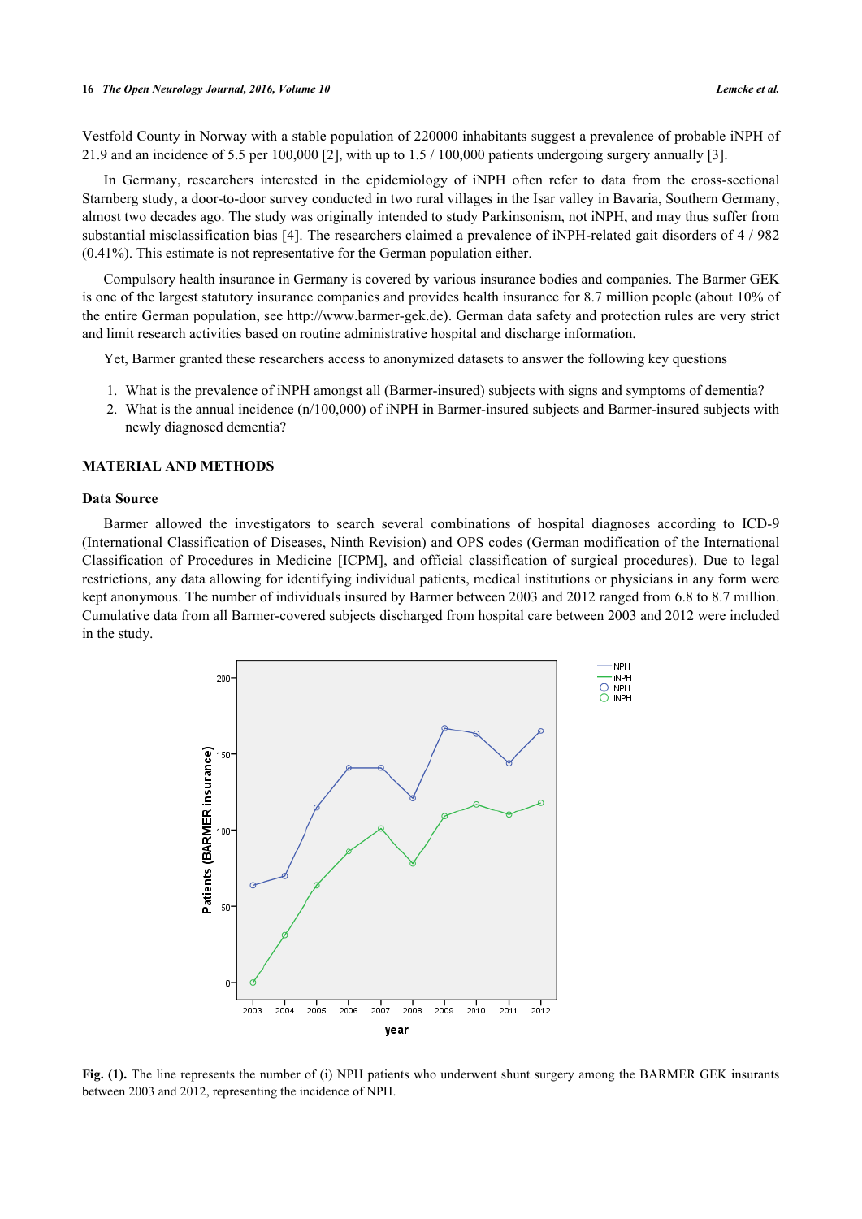Vestfold County in Norway with a stable population of 220000 inhabitants suggest a prevalence of probable iNPH of 21.9 and an incidence of 5.5 per 100,000 [2], with up to 1.5 / 100,000 patients undergoing surgery annually [3].

In Germany, researchers interested in the epidemiology of iNPH often refer to data from the cross-sectional Starnberg study, a door-to-door survey conducted in two rural villages in the Isar valley in Bavaria, Southern Germany, almost two decades ago. The study was originally intended to study Parkinsonism, not iNPH, and may thus suffer from substantial misclassification bias [4]. The researchers claimed a prevalence of iNPH-related gait disorders of 4 / 982 (0.41%). This estimate is not representative for the German population either.

Compulsory health insurance in Germany is covered by various insurance bodies and companies. The Barmer GEK is one of the largest statutory insurance companies and provides health insurance for 8.7 million people (about 10% of the entire German population, see http://www.barmer-gek.de). German data safety and protection rules are very strict and limit research activities based on routine administrative hospital and discharge information.

Yet, Barmer granted these researchers access to anonymized datasets to answer the following key questions

1. What is the prevalence of iNPH amongst all (Barmer-insured) subjects with signs and symptoms of dementia?
2. What is the annual incidence (n/100,000) of iNPH in Barmer-insured subjects and Barmer-insured subjects with newly diagnosed dementia?

## MATERIAL AND METHODS

### Data Source

Barmer allowed the investigators to search several combinations of hospital diagnoses according to ICD-9 (International Classification of Diseases, Ninth Revision) and OPS codes (German modification of the International Classification of Procedures in Medicine [ICPM], and official classification of surgical procedures). Due to legal restrictions, any data allowing for identifying individual patients, medical institutions or physicians in any form were kept anonymous. The number of individuals insured by Barmer between 2003 and 2012 ranged from 6.8 to 8.7 million. Cumulative data from all Barmer-covered subjects discharged from hospital care between 2003 and 2012 were included in the study.

Patients (BARMER insurance)

0
50
100
150
200

2003 2004 2005 2006 2007 2008 2009 2010 2011 2012

year

NPH
iNPH
NPH
iNPH

**Fig. (1).** The line represents the number of (i) NPH patients who underwent shunt surgery among the BARMER GEK insurants between 2003 and 2012, representing the incidence of NPH.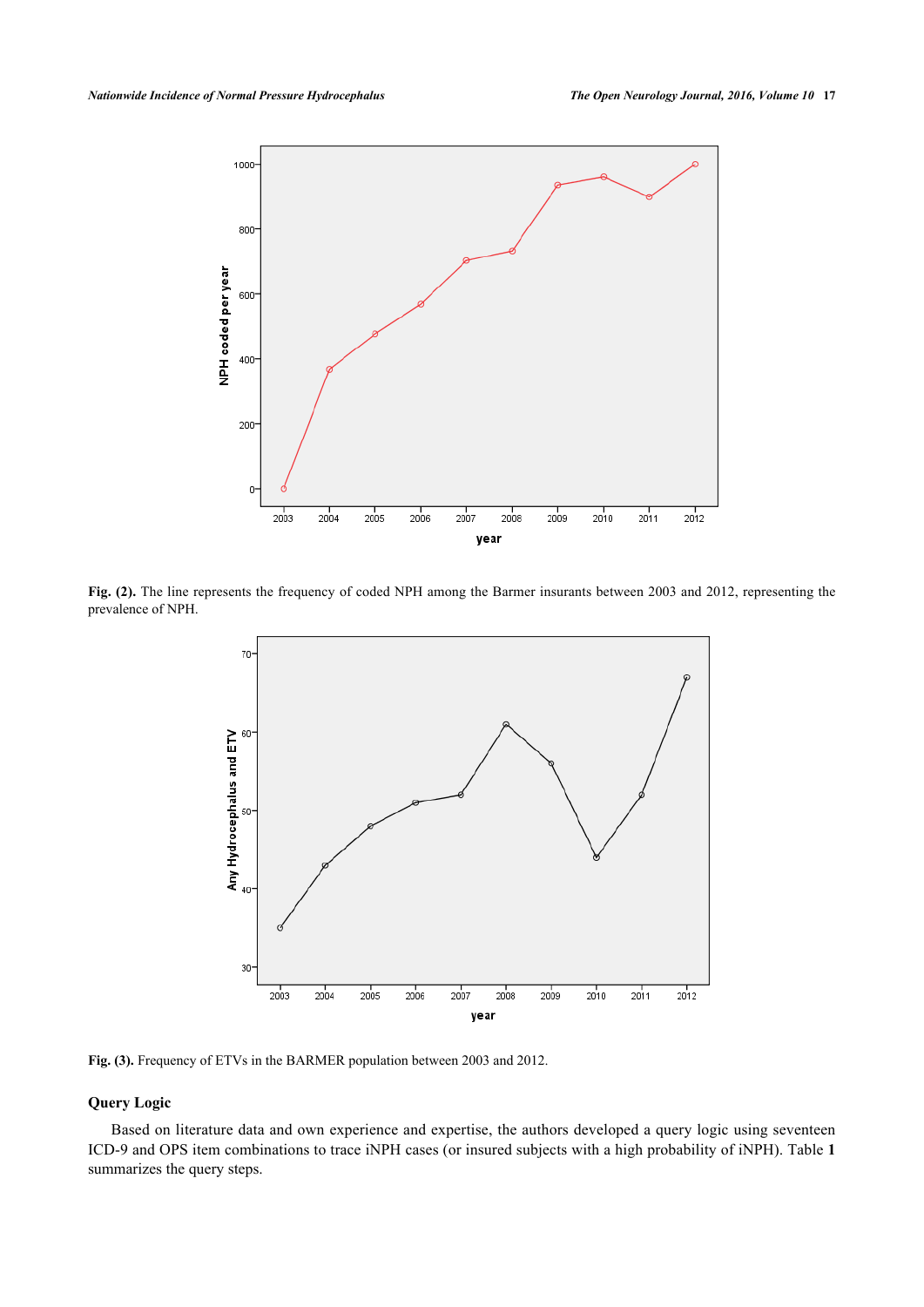NPH coded per year

1000
800
600
400
200
0

2003 2004 2005 2006 2007 2008 2009 2010 2011 2012

year

**Fig. (2).** The line represents the frequency of coded NPH among the Barmer insurants between 2003 and 2012, representing the prevalence of NPH.

Any Hydrocephalus and ETV

70
60
50
40
30

2003 2004 2005 2006 2007 2008 2009 2010 2011 2012

year

**Fig. (3).** Frequency of ETVs in the BARMER population between 2003 and 2012.

### Query Logic

Based on literature data and own experience and expertise, the authors developed a query logic using seventeen ICD-9 and OPS item combinations to trace iNPH cases (or insured subjects with a high probability of iNPH). Table **1** summarizes the query steps.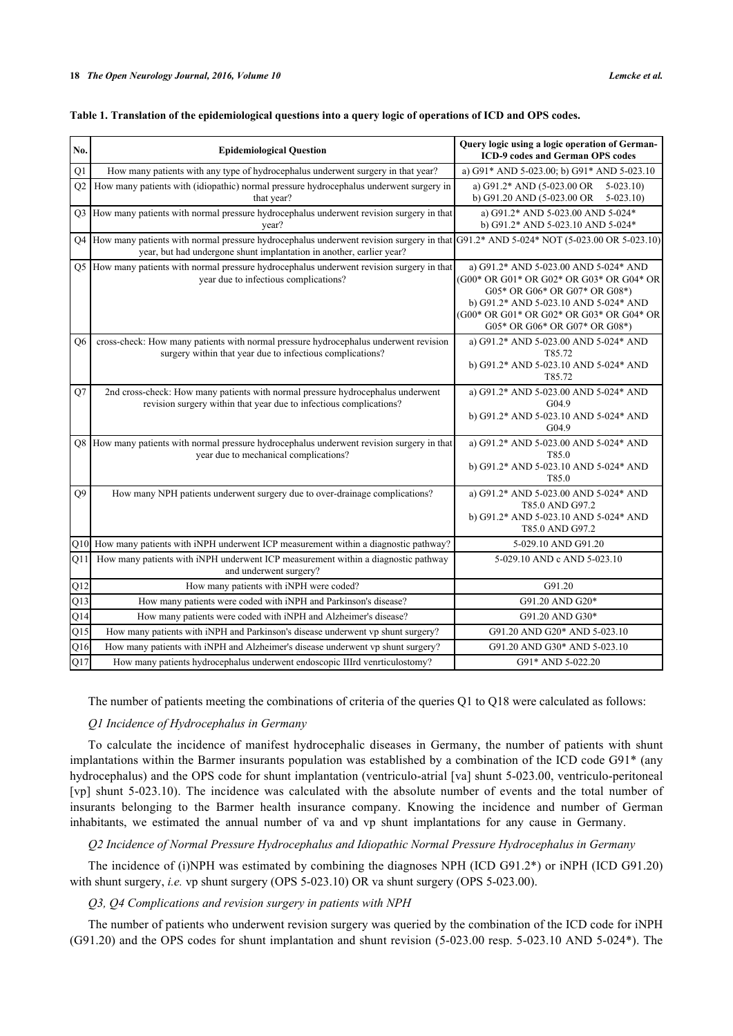**Table 1. Translation of the epidemiological questions into a query logic of operations of ICD and OPS codes.**

| No. | Epidemiological Question | Query logic using a logic operation of German-ICD-9 codes and German OPS codes |
|---|---|---|
| Q1 | How many patients with any type of hydrocephalus underwent surgery in that year? | a) G91* AND 5-023.00; b) G91* AND 5-023.10 |
| Q2 | How many patients with (idiopathic) normal pressure hydrocephalus underwent surgery in that year? | a) G91.2* AND (5-023.00 OR 5-023.10) b) G91.20 AND (5-023.00 OR 5-023.10) |
| Q3 | How many patients with normal pressure hydrocephalus underwent revision surgery in that year? | a) G91.2* AND 5-023.00 AND 5-024* b) G91.2* AND 5-023.10 AND 5-024* |
| Q4 | How many patients with normal pressure hydrocephalus underwent revision surgery in that year, but had undergone shunt implantation in another, earlier year? | G91.2* AND 5-024* NOT (5-023.00 OR 5-023.10) |
| Q5 | How many patients with normal pressure hydrocephalus underwent revision surgery in that year due to infectious complications? | a) G91.2* AND 5-023.00 AND 5-024* AND (G00* OR G01* OR G02* OR G03* OR G04* OR G05* OR G06* OR G07* OR G08*) b) G91.2* AND 5-023.10 AND 5-024* AND (G00* OR G01* OR G02* OR G03* OR G04* OR G05* OR G06* OR G07* OR G08*) |
| Q6 | cross-check: How many patients with normal pressure hydrocephalus underwent revision surgery within that year due to infectious complications? | a) G91.2* AND 5-023.00 AND 5-024* AND T85.72 b) G91.2* AND 5-023.10 AND 5-024* AND T85.72 |
| Q7 | 2nd cross-check: How many patients with normal pressure hydrocephalus underwent revision surgery within that year due to infectious complications? | a) G91.2* AND 5-023.00 AND 5-024* AND G04.9 b) G91.2* AND 5-023.10 AND 5-024* AND G04.9 |
| Q8 | How many patients with normal pressure hydrocephalus underwent revision surgery in that year due to mechanical complications? | a) G91.2* AND 5-023.00 AND 5-024* AND T85.0 b) G91.2* AND 5-023.10 AND 5-024* AND T85.0 |
| Q9 | How many NPH patients underwent surgery due to over-drainage complications? | a) G91.2* AND 5-023.00 AND 5-024* AND T85.0 AND G97.2 b) G91.2* AND 5-023.10 AND 5-024* AND T85.0 AND G97.2 |
| Q10 | How many patients with iNPH underwent ICP measurement within a diagnostic pathway? | 5-029.10 AND G91.20 |
| Q11 | How many patients with iNPH underwent ICP measurement within a diagnostic pathway and underwent surgery? | 5-029.10 AND c AND 5-023.10 |
| Q12 | How many patients with iNPH were coded? | G91.20 |
| Q13 | How many patients were coded with iNPH and Parkinson's disease? | G91.20 AND G20* |
| Q14 | How many patients were coded with iNPH and Alzheimer's disease? | G91.20 AND G30* |
| Q15 | How many patients with iNPH and Parkinson's disease underwent vp shunt surgery? | G91.20 AND G20* AND 5-023.10 |
| Q16 | How many patients with iNPH and Alzheimer's disease underwent vp shunt surgery? | G91.20 AND G30* AND 5-023.10 |
| Q17 | How many patients hydrocephalus underwent endoscopic IIIrd venrticulostomy? | G91* AND 5-022.20 |

The number of patients meeting the combinations of criteria of the queries Q1 to Q18 were calculated as follows:

*Q1 Incidence of Hydrocephalus in Germany*

To calculate the incidence of manifest hydrocephalic diseases in Germany, the number of patients with shunt implantations within the Barmer insurants population was established by a combination of the ICD code G91* (any hydrocephalus) and the OPS code for shunt implantation (ventriculo-atrial [va] shunt 5-023.00, ventriculo-peritoneal [vp] shunt 5-023.10). The incidence was calculated with the absolute number of events and the total number of insurants belonging to the Barmer health insurance company. Knowing the incidence and number of German inhabitants, we estimated the annual number of va and vp shunt implantations for any cause in Germany.

*Q2 Incidence of Normal Pressure Hydrocephalus and Idiopathic Normal Pressure Hydrocephalus in Germany*

The incidence of (i)NPH was estimated by combining the diagnoses NPH (ICD G91.2*) or iNPH (ICD G91.20) with shunt surgery, *i.e.* vp shunt surgery (OPS 5-023.10) OR va shunt surgery (OPS 5-023.00).

*Q3, Q4 Complications and revision surgery in patients with NPH*

The number of patients who underwent revision surgery was queried by the combination of the ICD code for iNPH (G91.20) and the OPS codes for shunt implantation and shunt revision (5-023.00 resp. 5-023.10 AND 5-024*). The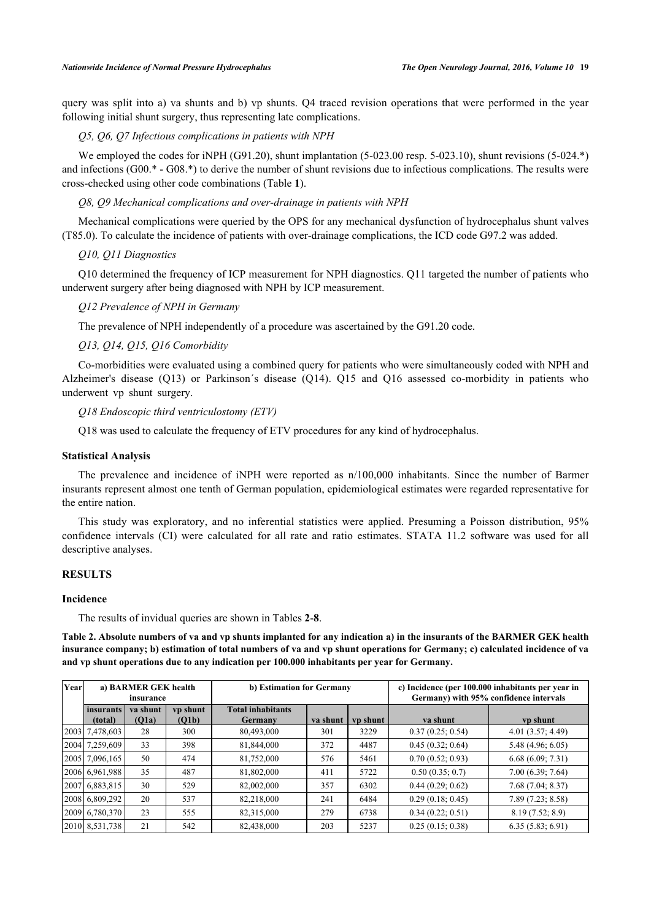query was split into a) va shunts and b) vp shunts. Q4 traced revision operations that were performed in the year following initial shunt surgery, thus representing late complications.

*Q5, Q6, Q7 Infectious complications in patients with NPH*

We employed the codes for iNPH (G91.20), shunt implantation (5-023.00 resp. 5-023.10), shunt revisions (5-024.*) and infections (G00.* - G08.*) to derive the number of shunt revisions due to infectious complications. The results were cross-checked using other code combinations (Table **1**).

*Q8, Q9 Mechanical complications and over-drainage in patients with NPH*

Mechanical complications were queried by the OPS for any mechanical dysfunction of hydrocephalus shunt valves (T85.0). To calculate the incidence of patients with over-drainage complications, the ICD code G97.2 was added.

*Q10, Q11 Diagnostics*

Q10 determined the frequency of ICP measurement for NPH diagnostics. Q11 targeted the number of patients who underwent surgery after being diagnosed with NPH by ICP measurement.

*Q12 Prevalence of NPH in Germany*

The prevalence of NPH independently of a procedure was ascertained by the G91.20 code.

*Q13, Q14, Q15, Q16 Comorbidity*

Co-morbidities were evaluated using a combined query for patients who were simultaneously coded with NPH and Alzheimer's disease (Q13) or Parkinson´s disease (Q14). Q15 and Q16 assessed co-morbidity in patients who underwent vp shunt surgery.

*Q18 Endoscopic third ventriculostomy (ETV)*

Q18 was used to calculate the frequency of ETV procedures for any kind of hydrocephalus.

### Statistical Analysis

The prevalence and incidence of iNPH were reported as n/100,000 inhabitants. Since the number of Barmer insurants represent almost one tenth of German population, epidemiological estimates were regarded representative for the entire nation.

This study was exploratory, and no inferential statistics were applied. Presuming a Poisson distribution, 95% confidence intervals (CI) were calculated for all rate and ratio estimates. STATA 11.2 software was used for all descriptive analyses.

## RESULTS

### Incidence

The results of invidual queries are shown in Tables **2**-**8**.

**Table 2. Absolute numbers of va and vp shunts implanted for any indication a) in the insurants of the BARMER GEK health insurance company; b) estimation of total numbers of va and vp shunt operations for Germany; c) calculated incidence of va and vp shunt operations due to any indication per 100.000 inhabitants per year for Germany.**

| Year | a) BARMER GEK health insurance | | | b) Estimation for Germany | | | c) Incidence (per 100.000 inhabitants per year in Germany) with 95% confidence intervals | |
|---|---|---|---|---|---|---|---|---|
| | insurants (total) | va shunt (Q1a) | vp shunt (Q1b) | Total inhabitants Germany | va shunt | vp shunt | va shunt | vp shunt |
| 2003 | 7,478,603 | 28 | 300 | 80,493,000 | 301 | 3229 | 0.37 (0.25; 0.54) | 4.01 (3.57; 4.49) |
| 2004 | 7,259,609 | 33 | 398 | 81,844,000 | 372 | 4487 | 0.45 (0.32; 0.64) | 5.48 (4.96; 6.05) |
| 2005 | 7,096,165 | 50 | 474 | 81,752,000 | 576 | 5461 | 0.70 (0.52; 0.93) | 6.68 (6.09; 7.31) |
| 2006 | 6,961,988 | 35 | 487 | 81,802,000 | 411 | 5722 | 0.50 (0.35; 0.7) | 7.00 (6.39; 7.64) |
| 2007 | 6,883,815 | 30 | 529 | 82,002,000 | 357 | 6302 | 0.44 (0.29; 0.62) | 7.68 (7.04; 8.37) |
| 2008 | 6,809,292 | 20 | 537 | 82,218,000 | 241 | 6484 | 0.29 (0.18; 0.45) | 7.89 (7.23; 8.58) |
| 2009 | 6,780,370 | 23 | 555 | 82,315,000 | 279 | 6738 | 0.34 (0.22; 0.51) | 8.19 (7.52; 8.9) |
| 2010 | 8,531,738 | 21 | 542 | 82,438,000 | 203 | 5237 | 0.25 (0.15; 0.38) | 6.35 (5.83; 6.91) |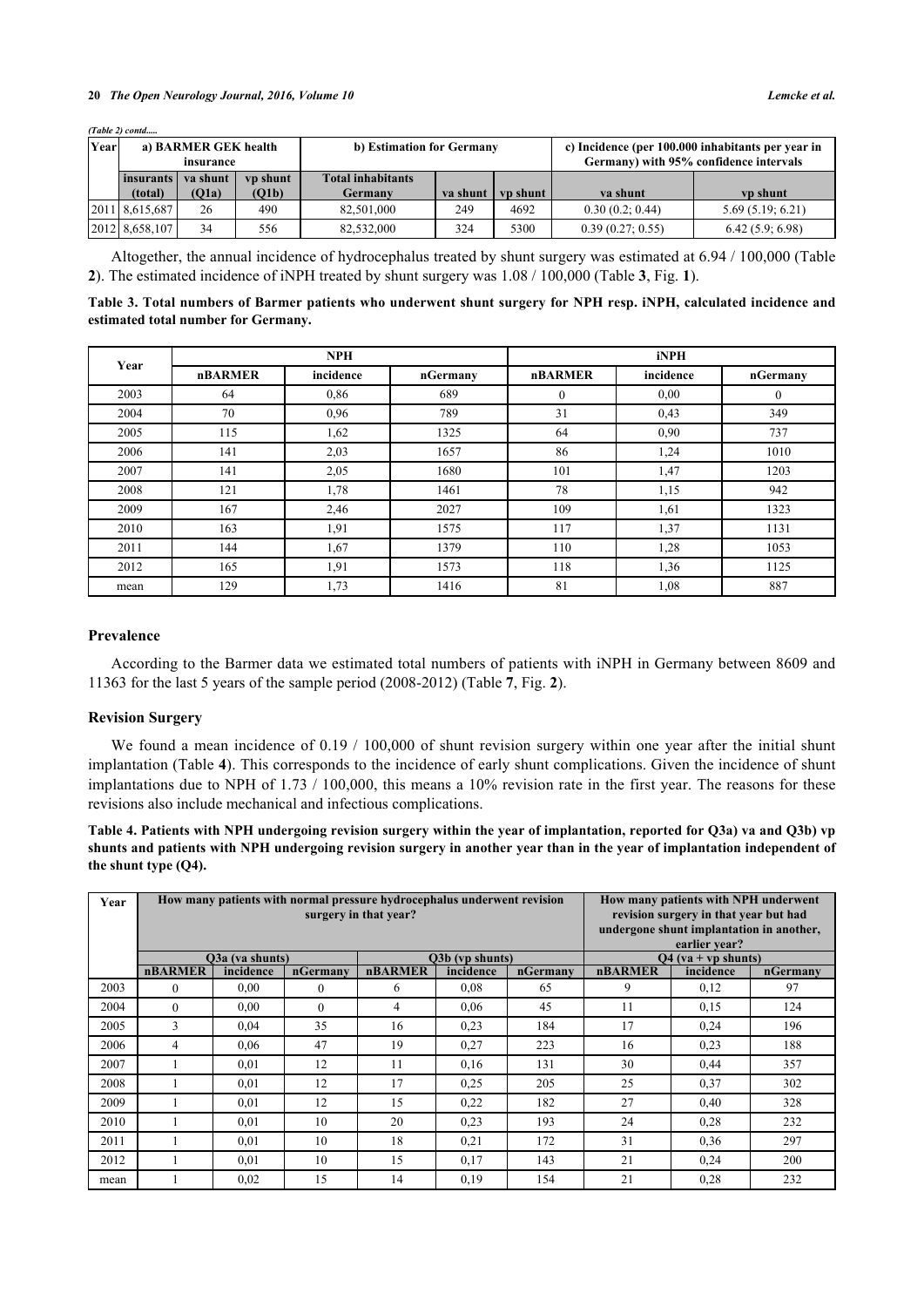*(Table 2) contd.....*

| Year | a) BARMER GEK health insurance | | | b) Estimation for Germany | | | c) Incidence (per 100.000 inhabitants per year in Germany) with 95% confidence intervals | |
|---|---|---|---|---|---|---|---|---|
| | insurants (total) | va shunt (Q1a) | vp shunt (Q1b) | Total inhabitants Germany | va shunt | vp shunt | va shunt | vp shunt |
| 2011 | 8,615,687 | 26 | 490 | 82,501,000 | 249 | 4692 | 0.30 (0.2; 0.44) | 5.69 (5.19; 6.21) |
| 2012 | 8,658,107 | 34 | 556 | 82,532,000 | 324 | 5300 | 0.39 (0.27; 0.55) | 6.42 (5.9; 6.98) |

Altogether, the annual incidence of hydrocephalus treated by shunt surgery was estimated at 6.94 / 100,000 (Table **2**). The estimated incidence of iNPH treated by shunt surgery was 1.08 / 100,000 (Table **3**, Fig. **1**).

**Table 3. Total numbers of Barmer patients who underwent shunt surgery for NPH resp. iNPH, calculated incidence and estimated total number for Germany.**

| Year | NPH | | | iNPH | | |
|---|---|---|---|---|---|---|
| | nBARMER | incidence | nGermany | nBARMER | incidence | nGermany |
| 2003 | 64 | 0,86 | 689 | 0 | 0,00 | 0 |
| 2004 | 70 | 0,96 | 789 | 31 | 0,43 | 349 |
| 2005 | 115 | 1,62 | 1325 | 64 | 0,90 | 737 |
| 2006 | 141 | 2,03 | 1657 | 86 | 1,24 | 1010 |
| 2007 | 141 | 2,05 | 1680 | 101 | 1,47 | 1203 |
| 2008 | 121 | 1,78 | 1461 | 78 | 1,15 | 942 |
| 2009 | 167 | 2,46 | 2027 | 109 | 1,61 | 1323 |
| 2010 | 163 | 1,91 | 1575 | 117 | 1,37 | 1131 |
| 2011 | 144 | 1,67 | 1379 | 110 | 1,28 | 1053 |
| 2012 | 165 | 1,91 | 1573 | 118 | 1,36 | 1125 |
| mean | 129 | 1,73 | 1416 | 81 | 1,08 | 887 |

### Prevalence

According to the Barmer data we estimated total numbers of patients with iNPH in Germany between 8609 and 11363 for the last 5 years of the sample period (2008-2012) (Table **7**, Fig. **2**).

### Revision Surgery

We found a mean incidence of 0.19 / 100,000 of shunt revision surgery within one year after the initial shunt implantation (Table **4**). This corresponds to the incidence of early shunt complications. Given the incidence of shunt implantations due to NPH of 1.73 / 100,000, this means a 10% revision rate in the first year. The reasons for these revisions also include mechanical and infectious complications.

**Table 4. Patients with NPH undergoing revision surgery within the year of implantation, reported for Q3a) va and Q3b) vp shunts and patients with NPH undergoing revision surgery in another year than in the year of implantation independent of the shunt type (Q4).**

| Year | How many patients with normal pressure hydrocephalus underwent revision surgery in that year? | | | | | | How many patients with NPH underwent revision surgery in that year but had undergone shunt implantation in another, earlier year? | | |
|---|---|---|---|---|---|---|---|---|---|
| | Q3a (va shunts) | | | Q3b (vp shunts) | | | Q4 (va + vp shunts) | | |
| | nBARMER | incidence | nGermany | nBARMER | incidence | nGermany | nBARMER | incidence | nGermany |
| 2003 | 0 | 0,00 | 0 | 6 | 0,08 | 65 | 9 | 0,12 | 97 |
| 2004 | 0 | 0,00 | 0 | 4 | 0,06 | 45 | 11 | 0,15 | 124 |
| 2005 | 3 | 0,04 | 35 | 16 | 0,23 | 184 | 17 | 0,24 | 196 |
| 2006 | 4 | 0,06 | 47 | 19 | 0,27 | 223 | 16 | 0,23 | 188 |
| 2007 | 1 | 0,01 | 12 | 11 | 0,16 | 131 | 30 | 0,44 | 357 |
| 2008 | 1 | 0,01 | 12 | 17 | 0,25 | 205 | 25 | 0,37 | 302 |
| 2009 | 1 | 0,01 | 12 | 15 | 0,22 | 182 | 27 | 0,40 | 328 |
| 2010 | 1 | 0,01 | 10 | 20 | 0,23 | 193 | 24 | 0,28 | 232 |
| 2011 | 1 | 0,01 | 10 | 18 | 0,21 | 172 | 31 | 0,36 | 297 |
| 2012 | 1 | 0,01 | 10 | 15 | 0,17 | 143 | 21 | 0,24 | 200 |
| mean | 1 | 0,02 | 15 | 14 | 0,19 | 154 | 21 | 0,28 | 232 |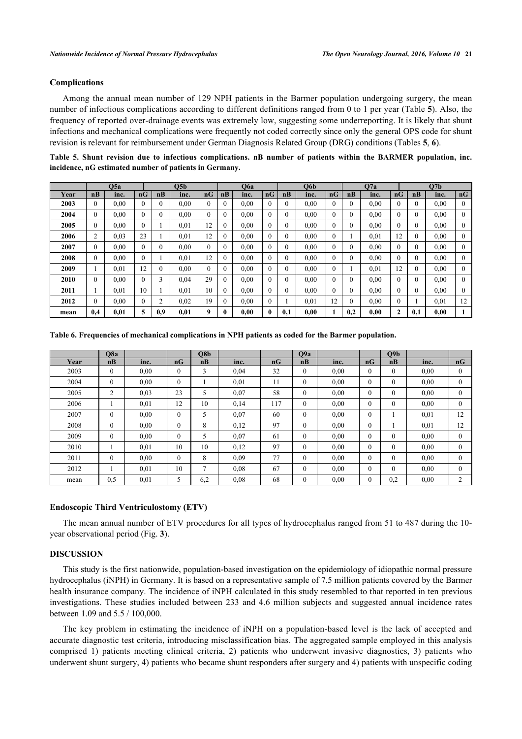### Complications

Among the annual mean number of 129 NPH patients in the Barmer population undergoing surgery, the mean number of infectious complications according to different definitions ranged from 0 to 1 per year (Table **5**). Also, the frequency of reported over-drainage events was extremely low, suggesting some underreporting. It is likely that shunt infections and mechanical complications were frequently not coded correctly since only the general OPS code for shunt revision is relevant for reimbursement under German Diagnosis Related Group (DRG) conditions (Tables **5**, **6**).

**Table 5. Shunt revision due to infectious complications. nB number of patients within the BARMER population, inc. incidence, nG estimated number of patients in Germany.**

| | Q5a | | | Q5b | | | Q6a | | | Q6b | | | Q7a | | | Q7b | | |
|---|---|---|---|---|---|---|---|---|---|---|---|---|---|---|---|---|---|---|
| **Year** | **nB** | **inc.** | **nG** | **nB** | **inc.** | **nG** | **nB** | **inc.** | **nG** | **nB** | **inc.** | **nG** | **nB** | **inc.** | **nG** | **nB** | **inc.** | **nG** |
| **2003** | 0 | 0,00 | 0 | 0 | 0,00 | 0 | 0 | 0,00 | 0 | 0 | 0,00 | 0 | 0 | 0,00 | 0 | 0 | 0,00 | 0 |
| **2004** | 0 | 0,00 | 0 | 0 | 0,00 | 0 | 0 | 0,00 | 0 | 0 | 0,00 | 0 | 0 | 0,00 | 0 | 0 | 0,00 | 0 |
| **2005** | 0 | 0,00 | 0 | 1 | 0,01 | 12 | 0 | 0,00 | 0 | 0 | 0,00 | 0 | 0 | 0,00 | 0 | 0 | 0,00 | 0 |
| **2006** | 2 | 0,03 | 23 | 1 | 0,01 | 12 | 0 | 0,00 | 0 | 0 | 0,00 | 0 | 1 | 0,01 | 12 | 0 | 0,00 | 0 |
| **2007** | 0 | 0,00 | 0 | 0 | 0,00 | 0 | 0 | 0,00 | 0 | 0 | 0,00 | 0 | 0 | 0,00 | 0 | 0 | 0,00 | 0 |
| **2008** | 0 | 0,00 | 0 | 1 | 0,01 | 12 | 0 | 0,00 | 0 | 0 | 0,00 | 0 | 0 | 0,00 | 0 | 0 | 0,00 | 0 |
| **2009** | 1 | 0,01 | 12 | 0 | 0,00 | 0 | 0 | 0,00 | 0 | 0 | 0,00 | 0 | 1 | 0,01 | 12 | 0 | 0,00 | 0 |
| **2010** | 0 | 0,00 | 0 | 3 | 0,04 | 29 | 0 | 0,00 | 0 | 0 | 0,00 | 0 | 0 | 0,00 | 0 | 0 | 0,00 | 0 |
| **2011** | 1 | 0,01 | 10 | 1 | 0,01 | 10 | 0 | 0,00 | 0 | 0 | 0,00 | 0 | 0 | 0,00 | 0 | 0 | 0,00 | 0 |
| **2012** | 0 | 0,00 | 0 | 2 | 0,02 | 19 | 0 | 0,00 | 0 | 1 | 0,01 | 12 | 0 | 0,00 | 0 | 1 | 0,01 | 12 |
| **mean** | **0,4** | **0,01** | **5** | **0,9** | **0,01** | **9** | **0** | **0,00** | **0** | **0,1** | **0,00** | **1** | **0,2** | **0,00** | **2** | **0,1** | **0,00** | **1** |

**Table 6. Frequencies of mechanical complications in NPH patients as coded for the Barmer population.**

| | Q8a | | | Q8b | | | Q9a | | | Q9b | | |
|---|---|---|---|---|---|---|---|---|---|---|---|---|
| **Year** | **nB** | **inc.** | **nG** | **nB** | **inc.** | **nG** | **nB** | **inc.** | **nG** | **nB** | **inc.** | **nG** |
| 2003 | 0 | 0,00 | 0 | 3 | 0,04 | 32 | 0 | 0,00 | 0 | 0 | 0,00 | 0 |
| 2004 | 0 | 0,00 | 0 | 1 | 0,01 | 11 | 0 | 0,00 | 0 | 0 | 0,00 | 0 |
| 2005 | 2 | 0,03 | 23 | 5 | 0,07 | 58 | 0 | 0,00 | 0 | 0 | 0,00 | 0 |
| 2006 | 1 | 0,01 | 12 | 10 | 0,14 | 117 | 0 | 0,00 | 0 | 0 | 0,00 | 0 |
| 2007 | 0 | 0,00 | 0 | 5 | 0,07 | 60 | 0 | 0,00 | 0 | 1 | 0,01 | 12 |
| 2008 | 0 | 0,00 | 0 | 8 | 0,12 | 97 | 0 | 0,00 | 0 | 1 | 0,01 | 12 |
| 2009 | 0 | 0,00 | 0 | 5 | 0,07 | 61 | 0 | 0,00 | 0 | 0 | 0,00 | 0 |
| 2010 | 1 | 0,01 | 10 | 10 | 0,12 | 97 | 0 | 0,00 | 0 | 0 | 0,00 | 0 |
| 2011 | 0 | 0,00 | 0 | 8 | 0,09 | 77 | 0 | 0,00 | 0 | 0 | 0,00 | 0 |
| 2012 | 1 | 0,01 | 10 | 7 | 0,08 | 67 | 0 | 0,00 | 0 | 0 | 0,00 | 0 |
| mean | 0,5 | 0,01 | 5 | 6,2 | 0,08 | 68 | 0 | 0,00 | 0 | 0,2 | 0,00 | 2 |

### Endoscopic Third Ventriculostomy (ETV)

The mean annual number of ETV procedures for all types of hydrocephalus ranged from 51 to 487 during the 10-year observational period (Fig. **3**).

## DISCUSSION

This study is the first nationwide, population-based investigation on the epidemiology of idiopathic normal pressure hydrocephalus (iNPH) in Germany. It is based on a representative sample of 7.5 million patients covered by the Barmer health insurance company. The incidence of iNPH calculated in this study resembled to that reported in ten previous investigations. These studies included between 233 and 4.6 million subjects and suggested annual incidence rates between 1.09 and 5.5 / 100,000.

The key problem in estimating the incidence of iNPH on a population-based level is the lack of accepted and accurate diagnostic test criteria, introducing misclassification bias. The aggregated sample employed in this analysis comprised 1) patients meeting clinical criteria, 2) patients who underwent invasive diagnostics, 3) patients who underwent shunt surgery, 4) patients who became shunt responders after surgery and 4) patients with unspecific coding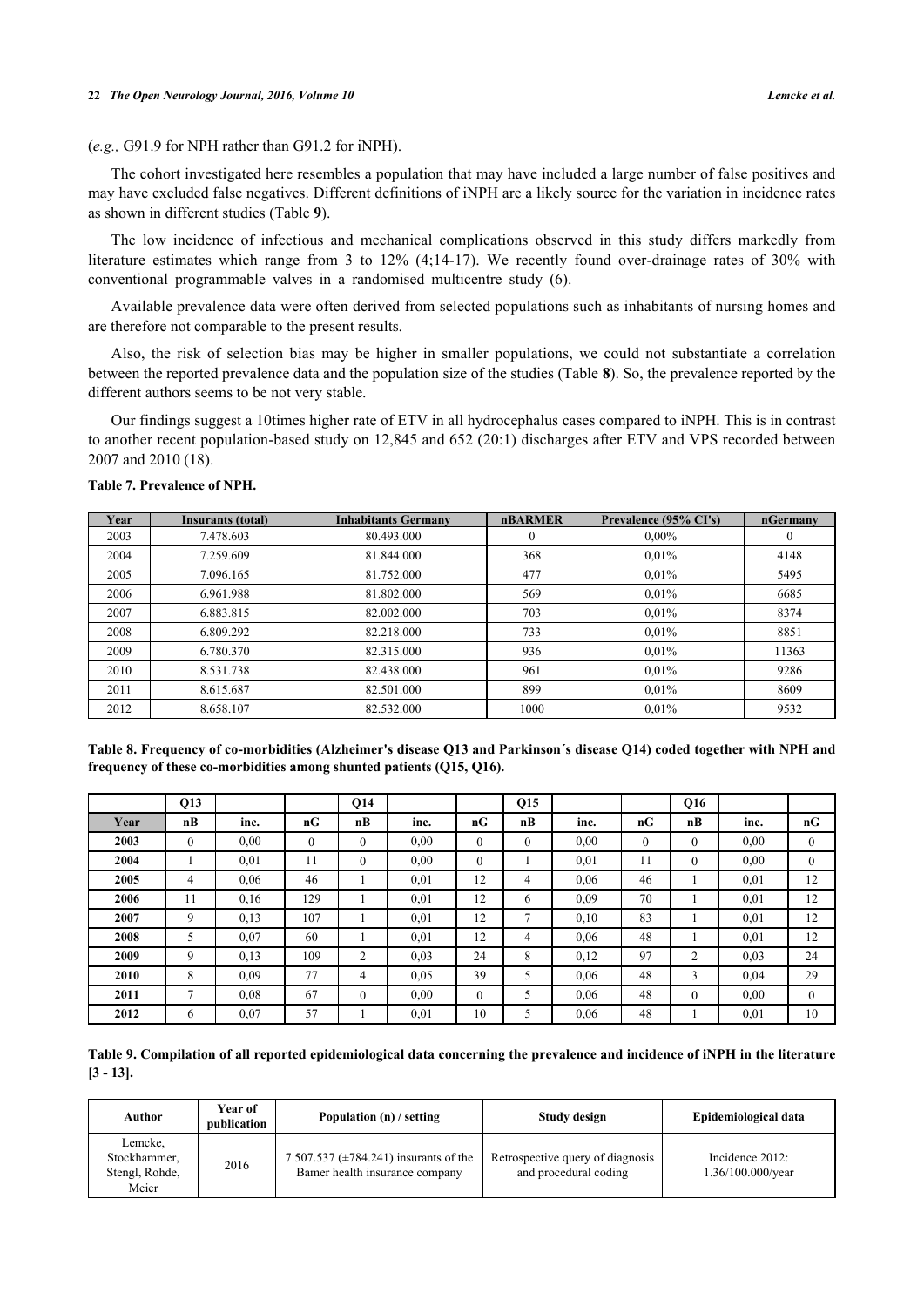(*e.g.,* G91.9 for NPH rather than G91.2 for iNPH).

The cohort investigated here resembles a population that may have included a large number of false positives and may have excluded false negatives. Different definitions of iNPH are a likely source for the variation in incidence rates as shown in different studies (Table **9**).

The low incidence of infectious and mechanical complications observed in this study differs markedly from literature estimates which range from 3 to 12% (4;14-17). We recently found over-drainage rates of 30% with conventional programmable valves in a randomised multicentre study (6).

Available prevalence data were often derived from selected populations such as inhabitants of nursing homes and are therefore not comparable to the present results.

Also, the risk of selection bias may be higher in smaller populations, we could not substantiate a correlation between the reported prevalence data and the population size of the studies (Table **8**). So, the prevalence reported by the different authors seems to be not very stable.

Our findings suggest a 10times higher rate of ETV in all hydrocephalus cases compared to iNPH. This is in contrast to another recent population-based study on 12,845 and 652 (20:1) discharges after ETV and VPS recorded between 2007 and 2010 (18).

**Table 7. Prevalence of NPH.**

| Year | Insurants (total) | Inhabitants Germany | nBARMER | Prevalence (95% CI's) | nGermany |
|---|---|---|---|---|---|
| 2003 | 7.478.603 | 80.493.000 | 0 | 0,00% | 0 |
| 2004 | 7.259.609 | 81.844.000 | 368 | 0,01% | 4148 |
| 2005 | 7.096.165 | 81.752.000 | 477 | 0,01% | 5495 |
| 2006 | 6.961.988 | 81.802.000 | 569 | 0,01% | 6685 |
| 2007 | 6.883.815 | 82.002.000 | 703 | 0,01% | 8374 |
| 2008 | 6.809.292 | 82.218.000 | 733 | 0,01% | 8851 |
| 2009 | 6.780.370 | 82.315.000 | 936 | 0,01% | 11363 |
| 2010 | 8.531.738 | 82.438.000 | 961 | 0,01% | 9286 |
| 2011 | 8.615.687 | 82.501.000 | 899 | 0,01% | 8609 |
| 2012 | 8.658.107 | 82.532.000 | 1000 | 0,01% | 9532 |

**Table 8. Frequency of co-morbidities (Alzheimer's disease Q13 and Parkinson´s disease Q14) coded together with NPH and frequency of these co-morbidities among shunted patients (Q15, Q16).**

| | Q13 | | | Q14 | | | Q15 | | | Q16 | | |
|---|---|---|---|---|---|---|---|---|---|---|---|---|
| **Year** | **nB** | **inc.** | **nG** | **nB** | **inc.** | **nG** | **nB** | **inc.** | **nG** | **nB** | **inc.** | **nG** |
| **2003** | 0 | 0,00 | 0 | 0 | 0,00 | 0 | 0 | 0,00 | 0 | 0 | 0,00 | 0 |
| **2004** | 1 | 0,01 | 11 | 0 | 0,00 | 0 | 1 | 0,01 | 11 | 0 | 0,00 | 0 |
| **2005** | 4 | 0,06 | 46 | 1 | 0,01 | 12 | 4 | 0,06 | 46 | 1 | 0,01 | 12 |
| **2006** | 11 | 0,16 | 129 | 1 | 0,01 | 12 | 6 | 0,09 | 70 | 1 | 0,01 | 12 |
| **2007** | 9 | 0,13 | 107 | 1 | 0,01 | 12 | 7 | 0,10 | 83 | 1 | 0,01 | 12 |
| **2008** | 5 | 0,07 | 60 | 1 | 0,01 | 12 | 4 | 0,06 | 48 | 1 | 0,01 | 12 |
| **2009** | 9 | 0,13 | 109 | 2 | 0,03 | 24 | 8 | 0,12 | 97 | 2 | 0,03 | 24 |
| **2010** | 8 | 0,09 | 77 | 4 | 0,05 | 39 | 5 | 0,06 | 48 | 3 | 0,04 | 29 |
| **2011** | 7 | 0,08 | 67 | 0 | 0,00 | 0 | 5 | 0,06 | 48 | 0 | 0,00 | 0 |
| **2012** | 6 | 0,07 | 57 | 1 | 0,01 | 10 | 5 | 0,06 | 48 | 1 | 0,01 | 10 |

**Table 9. Compilation of all reported epidemiological data concerning the prevalence and incidence of iNPH in the literature [3 - 13].**

| Author | Year of publication | Population (n) / setting | Study design | Epidemiological data |
|---|---|---|---|---|
| Lemcke, Stockhammer, Stengl, Rohde, Meier | 2016 | 7.507.537 (±784.241) insurants of the Barmer health insurance company | Retrospective query of diagnosis and procedural coding | Incidence 2012: 1.36/100.000/year |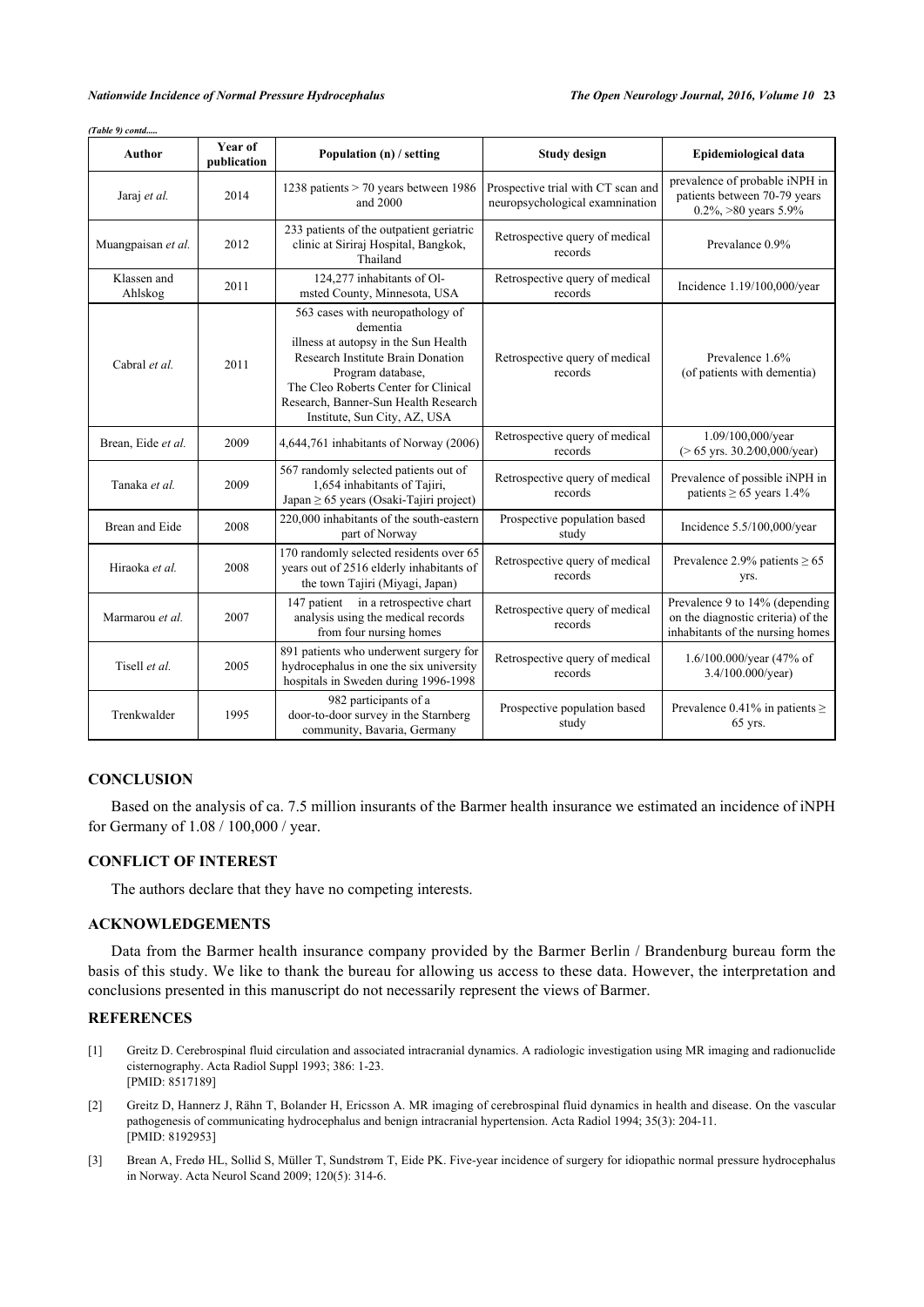*(Table 9) contd.....*

| Author | Year of publication | Population (n) / setting | Study design | Epidemiological data |
|---|---|---|---|---|
| Jaraj *et al.* | 2014 | 1238 patients > 70 years between 1986 and 2000 | Prospective trial with CT scan and neuropsychological examnination | prevalence of probable iNPH in patients between 70-79 years 0.2%, >80 years 5.9% |
| Muangpaisan *et al.* | 2012 | 233 patients of the outpatient geriatric clinic at Siriraj Hospital, Bangkok, Thailand | Retrospective query of medical records | Prevalance 0.9% |
| Klassen and Ahlskog | 2011 | 124,277 inhabitants of Ol-msted County, Minnesota, USA | Retrospective query of medical records | Incidence 1.19/100,000/year |
| Cabral *et al.* | 2011 | 563 cases with neuropathology of dementia illness at autopsy in the Sun Health Research Institute Brain Donation Program database, The Cleo Roberts Center for Clinical Research, Banner-Sun Health Research Institute, Sun City, AZ, USA | Retrospective query of medical records | Prevalence 1.6% (of patients with dementia) |
| Brean, Eide *et al.* | 2009 | 4,644,761 inhabitants of Norway (2006) | Retrospective query of medical records | 1.09/100,000/year (> 65 yrs. 30.2/00,000/year) |
| Tanaka *et al.* | 2009 | 567 randomly selected patients out of 1,654 inhabitants of Tajiri, Japan ≥ 65 years (Osaki-Tajiri project) | Retrospective query of medical records | Prevalence of possible iNPH in patients ≥ 65 years 1.4% |
| Brean and Eide | 2008 | 220,000 inhabitants of the south-eastern part of Norway | Prospective population based study | Incidence 5.5/100,000/year |
| Hiraoka *et al.* | 2008 | 170 randomly selected residents over 65 years out of 2516 elderly inhabitants of the town Tajiri (Miyagi, Japan) | Retrospective query of medical records | Prevalence 2.9% patients ≥ 65 yrs. |
| Marmarou *et al.* | 2007 | 147 patient in a retrospective chart analysis using the medical records from four nursing homes | Retrospective query of medical records | Prevalence 9 to 14% (depending on the diagnostic criteria) of the inhabitants of the nursing homes |
| Tisell *et al.* | 2005 | 891 patients who underwent surgery for hydrocephalus in one the six university hospitals in Sweden during 1996-1998 | Retrospective query of medical records | 1.6/100.000/year (47% of 3.4/100.000/year) |
| Trenkwalder | 1995 | 982 participants of a door-to-door survey in the Starnberg community, Bavaria, Germany | Prospective population based study | Prevalence 0.41% in patients ≥ 65 yrs. |

## CONCLUSION

Based on the analysis of ca. 7.5 million insurants of the Barmer health insurance we estimated an incidence of iNPH for Germany of 1.08 / 100,000 / year.

## CONFLICT OF INTEREST

The authors declare that they have no competing interests.

## ACKNOWLEDGEMENTS

Data from the Barmer health insurance company provided by the Barmer Berlin / Brandenburg bureau form the basis of this study. We like to thank the bureau for allowing us access to these data. However, the interpretation and conclusions presented in this manuscript do not necessarily represent the views of Barmer.

## REFERENCES

[1] Greitz D. Cerebrospinal fluid circulation and associated intracranial dynamics. A radiologic investigation using MR imaging and radionuclide cisternography. Acta Radiol Suppl 1993; 386: 1-23. [PMID: 8517189]

[2] Greitz D, Hannerz J, Rähn T, Bolander H, Ericsson A. MR imaging of cerebrospinal fluid dynamics in health and disease. On the vascular pathogenesis of communicating hydrocephalus and benign intracranial hypertension. Acta Radiol 1994; 35(3): 204-11. [PMID: 8192953]

[3] Brean A, Fredø HL, Sollid S, Müller T, Sundstrøm T, Eide PK. Five-year incidence of surgery for idiopathic normal pressure hydrocephalus in Norway. Acta Neurol Scand 2009; 120(5): 314-6.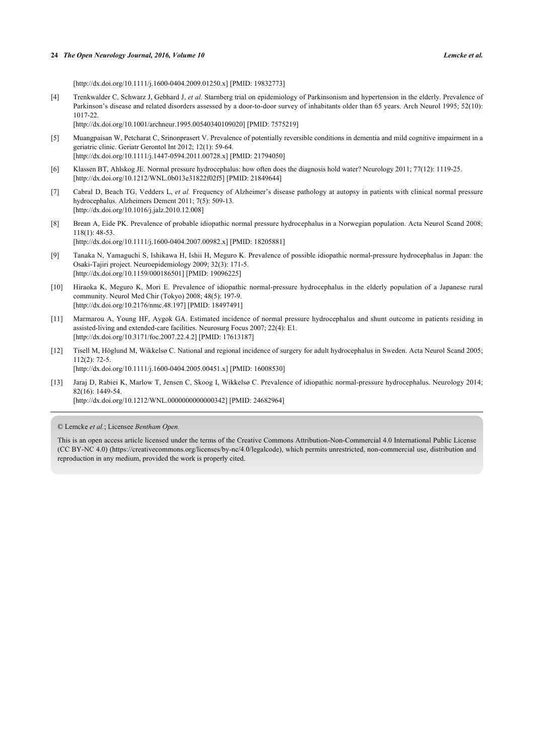[http://dx.doi.org/10.1111/j.1600-0404.2009.01250.x] [PMID: 19832773]

[4] Trenkwalder C, Schwarz J, Gebhard J, *et al.* Starnberg trial on epidemiology of Parkinsonism and hypertension in the elderly. Prevalence of Parkinson's disease and related disorders assessed by a door-to-door survey of inhabitants older than 65 years. Arch Neurol 1995; 52(10): 1017-22.
[http://dx.doi.org/10.1001/archneur.1995.00540340109020] [PMID: 7575219]

[5] Muangpaisan W, Petcharat C, Srinonprasert V. Prevalence of potentially reversible conditions in dementia and mild cognitive impairment in a geriatric clinic. Geriatr Gerontol Int 2012; 12(1): 59-64.
[http://dx.doi.org/10.1111/j.1447-0594.2011.00728.x] [PMID: 21794050]

[6] Klassen BT, Ahlskog JE. Normal pressure hydrocephalus: how often does the diagnosis hold water? Neurology 2011; 77(12): 1119-25.
[http://dx.doi.org/10.1212/WNL.0b013e31822f02f5] [PMID: 21849644]

[7] Cabral D, Beach TG, Vedders L, *et al.* Frequency of Alzheimer's disease pathology at autopsy in patients with clinical normal pressure hydrocephalus. Alzheimers Dement 2011; 7(5): 509-13.
[http://dx.doi.org/10.1016/j.jalz.2010.12.008]

[8] Brean A, Eide PK. Prevalence of probable idiopathic normal pressure hydrocephalus in a Norwegian population. Acta Neurol Scand 2008; 118(1): 48-53.
[http://dx.doi.org/10.1111/j.1600-0404.2007.00982.x] [PMID: 18205881]

[9] Tanaka N, Yamaguchi S, Ishikawa H, Ishii H, Meguro K. Prevalence of possible idiopathic normal-pressure hydrocephalus in Japan: the Osaki-Tajiri project. Neuroepidemiology 2009; 32(3): 171-5.
[http://dx.doi.org/10.1159/000186501] [PMID: 19096225]

[10] Hiraoka K, Meguro K, Mori E. Prevalence of idiopathic normal-pressure hydrocephalus in the elderly population of a Japanese rural community. Neurol Med Chir (Tokyo) 2008; 48(5): 197-9.
[http://dx.doi.org/10.2176/nmc.48.197] [PMID: 18497491]

[11] Marmarou A, Young HF, Aygok GA. Estimated incidence of normal pressure hydrocephalus and shunt outcome in patients residing in assisted-living and extended-care facilities. Neurosurg Focus 2007; 22(4): E1.
[http://dx.doi.org/10.3171/foc.2007.22.4.2] [PMID: 17613187]

[12] Tisell M, Höglund M, Wikkelsø C. National and regional incidence of surgery for adult hydrocephalus in Sweden. Acta Neurol Scand 2005; 112(2): 72-5.
[http://dx.doi.org/10.1111/j.1600-0404.2005.00451.x] [PMID: 16008530]

[13] Jaraj D, Rabiei K, Marlow T, Jensen C, Skoog I, Wikkelsø C. Prevalence of idiopathic normal-pressure hydrocephalus. Neurology 2014; 82(16): 1449-54.
[http://dx.doi.org/10.1212/WNL.0000000000000342] [PMID: 24682964]

---

© Lemcke *et al.*; Licensee *Bentham Open.*

This is an open access article licensed under the terms of the Creative Commons Attribution-Non-Commercial 4.0 International Public License (CC BY-NC 4.0) (https://creativecommons.org/licenses/by-nc/4.0/legalcode), which permits unrestricted, non-commercial use, distribution and reproduction in any medium, provided the work is properly cited.